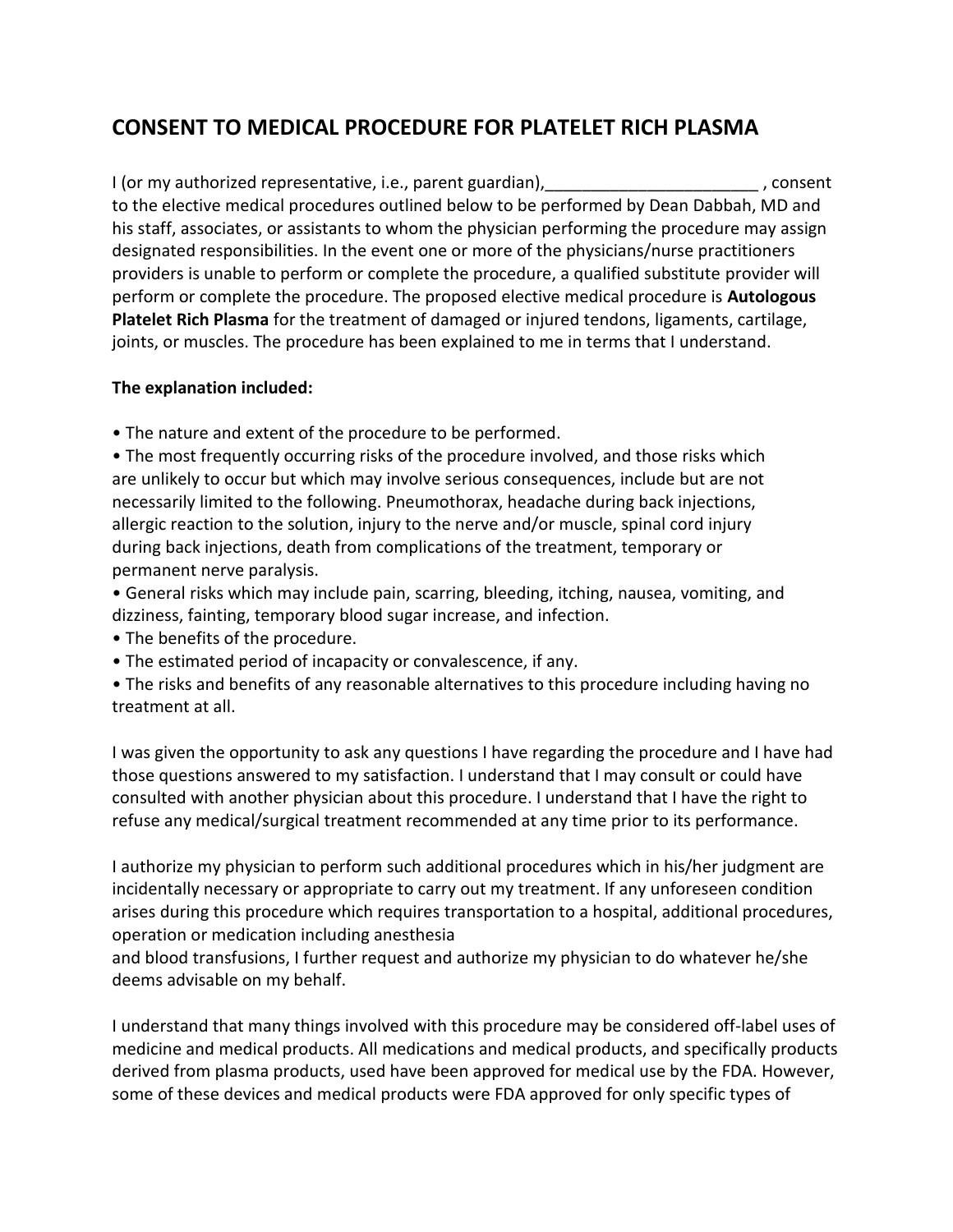# CONSENT TO MEDICAL PROCEDURE FOR PLATELET RICH PLASMA

I (or my authorized representative, i.e., parent guardian),_______________________ , consent to the elective medical procedures outlined below to be performed by Dean Dabbah, MD and his staff, associates, or assistants to whom the physician performing the procedure may assign designated responsibilities. In the event one or more of the physicians/nurse practitioners providers is unable to perform or complete the procedure, a qualified substitute provider will perform or complete the procedure. The proposed elective medical procedure is **Autologous Platelet Rich Plasma** for the treatment of damaged or injured tendons, ligaments, cartilage, joints, or muscles. The procedure has been explained to me in terms that I understand.

**The explanation included:**

- The nature and extent of the procedure to be performed.
- The most frequently occurring risks of the procedure involved, and those risks which are unlikely to occur but which may involve serious consequences, include but are not necessarily limited to the following. Pneumothorax, headache during back injections, allergic reaction to the solution, injury to the nerve and/or muscle, spinal cord injury during back injections, death from complications of the treatment, temporary or permanent nerve paralysis.
- General risks which may include pain, scarring, bleeding, itching, nausea, vomiting, and dizziness, fainting, temporary blood sugar increase, and infection.
- The benefits of the procedure.
- The estimated period of incapacity or convalescence, if any.
- The risks and benefits of any reasonable alternatives to this procedure including having no treatment at all.

I was given the opportunity to ask any questions I have regarding the procedure and I have had those questions answered to my satisfaction. I understand that I may consult or could have consulted with another physician about this procedure. I understand that I have the right to refuse any medical/surgical treatment recommended at any time prior to its performance.

I authorize my physician to perform such additional procedures which in his/her judgment are incidentally necessary or appropriate to carry out my treatment. If any unforeseen condition arises during this procedure which requires transportation to a hospital, additional procedures, operation or medication including anesthesia and blood transfusions, I further request and authorize my physician to do whatever he/she deems advisable on my behalf.

I understand that many things involved with this procedure may be considered off-label uses of medicine and medical products. All medications and medical products, and specifically products derived from plasma products, used have been approved for medical use by the FDA. However, some of these devices and medical products were FDA approved for only specific types of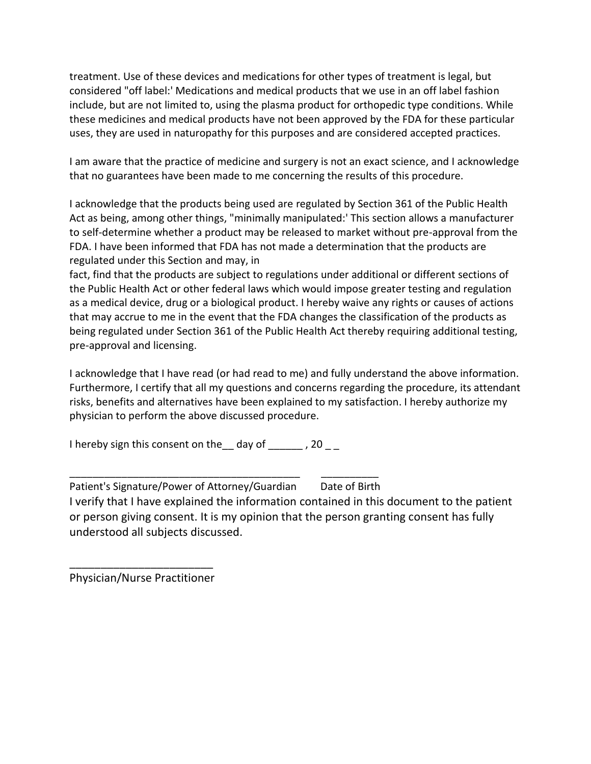treatment. Use of these devices and medications for other types of treatment is legal, but considered "off label:' Medications and medical products that we use in an off label fashion include, but are not limited to, using the plasma product for orthopedic type conditions. While these medicines and medical products have not been approved by the FDA for these particular uses, they are used in naturopathy for this purposes and are considered accepted practices.

I am aware that the practice of medicine and surgery is not an exact science, and I acknowledge that no guarantees have been made to me concerning the results of this procedure.

I acknowledge that the products being used are regulated by Section 361 of the Public Health Act as being, among other things, "minimally manipulated:' This section allows a manufacturer to self-determine whether a product may be released to market without pre-approval from the FDA. I have been informed that FDA has not made a determination that the products are regulated under this Section and may, in fact, find that the products are subject to regulations under additional or different sections of the Public Health Act or other federal laws which would impose greater testing and regulation as a medical device, drug or a biological product. I hereby waive any rights or causes of actions that may accrue to me in the event that the FDA changes the classification of the products as being regulated under Section 361 of the Public Health Act thereby requiring additional testing, pre-approval and licensing.

I acknowledge that I have read (or had read to me) and fully understand the above information. Furthermore, I certify that all my questions and concerns regarding the procedure, its attendant risks, benefits and alternatives have been explained to my satisfaction. I hereby authorize my physician to perform the above discussed procedure.

I hereby sign this consent on the__ day of ______ , 20 _ _

________________________________________ __________

Patient's Signature/Power of Attorney/Guardian Date of Birth

I verify that I have explained the information contained in this document to the patient or person giving consent. It is my opinion that the person granting consent has fully understood all subjects discussed.

________________________

Physician/Nurse Practitioner